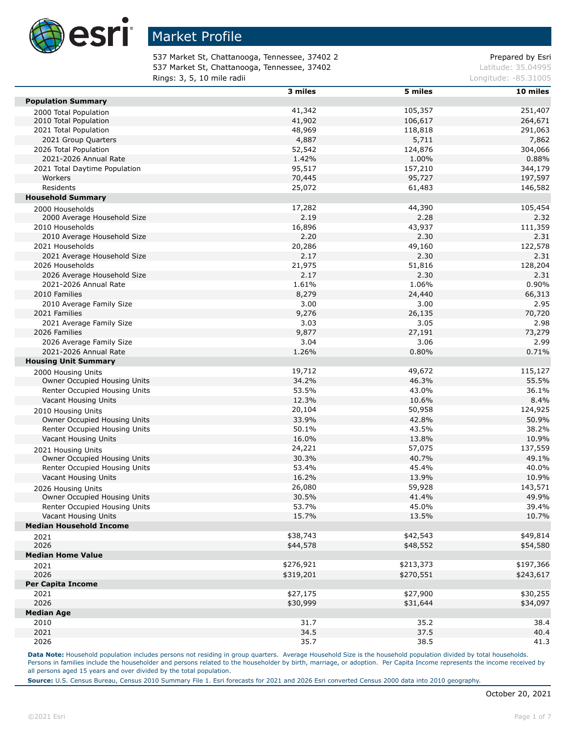# Market Profile

537 Market St, Chattanooga, Tennessee, 37402 2
537 Market St, Chattanooga, Tennessee, 37402
Rings: 3, 5, 10 mile radii

Prepared by Esri
Latitude: 35.04995
Longitude: -85.31005

| | 3 miles | 5 miles | 10 miles |
|---|---|---|---|
| **Population Summary** | | | |
| 2000 Total Population | 41,342 | 105,357 | 251,407 |
| 2010 Total Population | 41,902 | 106,617 | 264,671 |
| 2021 Total Population | 48,969 | 118,818 | 291,063 |
| 2021 Group Quarters | 4,887 | 5,711 | 7,862 |
| 2026 Total Population | 52,542 | 124,876 | 304,066 |
| 2021-2026 Annual Rate | 1.42% | 1.00% | 0.88% |
| 2021 Total Daytime Population | 95,517 | 157,210 | 344,179 |
| Workers | 70,445 | 95,727 | 197,597 |
| Residents | 25,072 | 61,483 | 146,582 |
| **Household Summary** | | | |
| 2000 Households | 17,282 | 44,390 | 105,454 |
| 2000 Average Household Size | 2.19 | 2.28 | 2.32 |
| 2010 Households | 16,896 | 43,937 | 111,359 |
| 2010 Average Household Size | 2.20 | 2.30 | 2.31 |
| 2021 Households | 20,286 | 49,160 | 122,578 |
| 2021 Average Household Size | 2.17 | 2.30 | 2.31 |
| 2026 Households | 21,975 | 51,816 | 128,204 |
| 2026 Average Household Size | 2.17 | 2.30 | 2.31 |
| 2021-2026 Annual Rate | 1.61% | 1.06% | 0.90% |
| 2010 Families | 8,279 | 24,440 | 66,313 |
| 2010 Average Family Size | 3.00 | 3.00 | 2.95 |
| 2021 Families | 9,276 | 26,135 | 70,720 |
| 2021 Average Family Size | 3.03 | 3.05 | 2.98 |
| 2026 Families | 9,877 | 27,191 | 73,279 |
| 2026 Average Family Size | 3.04 | 3.06 | 2.99 |
| 2021-2026 Annual Rate | 1.26% | 0.80% | 0.71% |
| **Housing Unit Summary** | | | |
| 2000 Housing Units | 19,712 | 49,672 | 115,127 |
| Owner Occupied Housing Units | 34.2% | 46.3% | 55.5% |
| Renter Occupied Housing Units | 53.5% | 43.0% | 36.1% |
| Vacant Housing Units | 12.3% | 10.6% | 8.4% |
| 2010 Housing Units | 20,104 | 50,958 | 124,925 |
| Owner Occupied Housing Units | 33.9% | 42.8% | 50.9% |
| Renter Occupied Housing Units | 50.1% | 43.5% | 38.2% |
| Vacant Housing Units | 16.0% | 13.8% | 10.9% |
| 2021 Housing Units | 24,221 | 57,075 | 137,559 |
| Owner Occupied Housing Units | 30.3% | 40.7% | 49.1% |
| Renter Occupied Housing Units | 53.4% | 45.4% | 40.0% |
| Vacant Housing Units | 16.2% | 13.9% | 10.9% |
| 2026 Housing Units | 26,080 | 59,928 | 143,571 |
| Owner Occupied Housing Units | 30.5% | 41.4% | 49.9% |
| Renter Occupied Housing Units | 53.7% | 45.0% | 39.4% |
| Vacant Housing Units | 15.7% | 13.5% | 10.7% |
| **Median Household Income** | | | |
| 2021 | $38,743 | $42,543 | $49,814 |
| 2026 | $44,578 | $48,552 | $54,580 |
| **Median Home Value** | | | |
| 2021 | $276,921 | $213,373 | $197,366 |
| 2026 | $319,201 | $270,551 | $243,617 |
| **Per Capita Income** | | | |
| 2021 | $27,175 | $27,900 | $30,255 |
| 2026 | $30,999 | $31,644 | $34,097 |
| **Median Age** | | | |
| 2010 | 31.7 | 35.2 | 38.4 |
| 2021 | 34.5 | 37.5 | 40.4 |
| 2026 | 35.7 | 38.5 | 41.3 |

**Data Note:** Household population includes persons not residing in group quarters. Average Household Size is the household population divided by total households. Persons in families include the householder and persons related to the householder by birth, marriage, or adoption. Per Capita Income represents the income received by all persons aged 15 years and over divided by the total population.

**Source:** U.S. Census Bureau, Census 2010 Summary File 1. Esri forecasts for 2021 and 2026 Esri converted Census 2000 data into 2010 geography.

October 20, 2021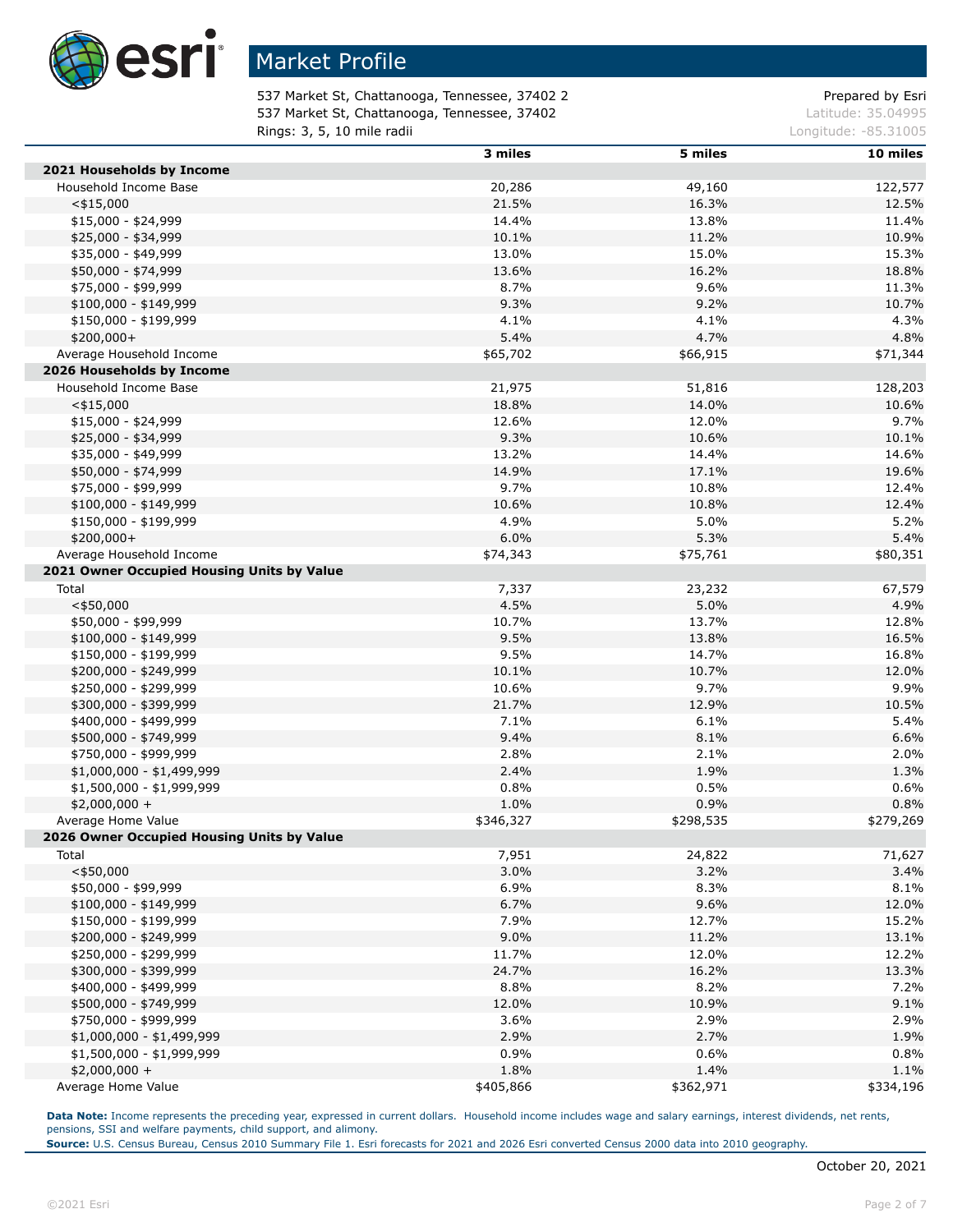# Market Profile

537 Market St, Chattanooga, Tennessee, 37402 2
537 Market St, Chattanooga, Tennessee, 37402
Rings: 3, 5, 10 mile radii

Prepared by Esri
Latitude: 35.04995
Longitude: -85.31005

| | 3 miles | 5 miles | 10 miles |
|---|---|---|---|
| **2021 Households by Income** | | | |
| Household Income Base | 20,286 | 49,160 | 122,577 |
| <$15,000 | 21.5% | 16.3% | 12.5% |
| $15,000 - $24,999 | 14.4% | 13.8% | 11.4% |
| $25,000 - $34,999 | 10.1% | 11.2% | 10.9% |
| $35,000 - $49,999 | 13.0% | 15.0% | 15.3% |
| $50,000 - $74,999 | 13.6% | 16.2% | 18.8% |
| $75,000 - $99,999 | 8.7% | 9.6% | 11.3% |
| $100,000 - $149,999 | 9.3% | 9.2% | 10.7% |
| $150,000 - $199,999 | 4.1% | 4.1% | 4.3% |
| $200,000+ | 5.4% | 4.7% | 4.8% |
| Average Household Income | $65,702 | $66,915 | $71,344 |
| **2026 Households by Income** | | | |
| Household Income Base | 21,975 | 51,816 | 128,203 |
| <$15,000 | 18.8% | 14.0% | 10.6% |
| $15,000 - $24,999 | 12.6% | 12.0% | 9.7% |
| $25,000 - $34,999 | 9.3% | 10.6% | 10.1% |
| $35,000 - $49,999 | 13.2% | 14.4% | 14.6% |
| $50,000 - $74,999 | 14.9% | 17.1% | 19.6% |
| $75,000 - $99,999 | 9.7% | 10.8% | 12.4% |
| $100,000 - $149,999 | 10.6% | 10.8% | 12.4% |
| $150,000 - $199,999 | 4.9% | 5.0% | 5.2% |
| $200,000+ | 6.0% | 5.3% | 5.4% |
| Average Household Income | $74,343 | $75,761 | $80,351 |
| **2021 Owner Occupied Housing Units by Value** | | | |
| Total | 7,337 | 23,232 | 67,579 |
| <$50,000 | 4.5% | 5.0% | 4.9% |
| $50,000 - $99,999 | 10.7% | 13.7% | 12.8% |
| $100,000 - $149,999 | 9.5% | 13.8% | 16.5% |
| $150,000 - $199,999 | 9.5% | 14.7% | 16.8% |
| $200,000 - $249,999 | 10.1% | 10.7% | 12.0% |
| $250,000 - $299,999 | 10.6% | 9.7% | 9.9% |
| $300,000 - $399,999 | 21.7% | 12.9% | 10.5% |
| $400,000 - $499,999 | 7.1% | 6.1% | 5.4% |
| $500,000 - $749,999 | 9.4% | 8.1% | 6.6% |
| $750,000 - $999,999 | 2.8% | 2.1% | 2.0% |
| $1,000,000 - $1,499,999 | 2.4% | 1.9% | 1.3% |
| $1,500,000 - $1,999,999 | 0.8% | 0.5% | 0.6% |
| $2,000,000 + | 1.0% | 0.9% | 0.8% |
| Average Home Value | $346,327 | $298,535 | $279,269 |
| **2026 Owner Occupied Housing Units by Value** | | | |
| Total | 7,951 | 24,822 | 71,627 |
| <$50,000 | 3.0% | 3.2% | 3.4% |
| $50,000 - $99,999 | 6.9% | 8.3% | 8.1% |
| $100,000 - $149,999 | 6.7% | 9.6% | 12.0% |
| $150,000 - $199,999 | 7.9% | 12.7% | 15.2% |
| $200,000 - $249,999 | 9.0% | 11.2% | 13.1% |
| $250,000 - $299,999 | 11.7% | 12.0% | 12.2% |
| $300,000 - $399,999 | 24.7% | 16.2% | 13.3% |
| $400,000 - $499,999 | 8.8% | 8.2% | 7.2% |
| $500,000 - $749,999 | 12.0% | 10.9% | 9.1% |
| $750,000 - $999,999 | 3.6% | 2.9% | 2.9% |
| $1,000,000 - $1,499,999 | 2.9% | 2.7% | 1.9% |
| $1,500,000 - $1,999,999 | 0.9% | 0.6% | 0.8% |
| $2,000,000 + | 1.8% | 1.4% | 1.1% |
| Average Home Value | $405,866 | $362,971 | $334,196 |

**Data Note:** Income represents the preceding year, expressed in current dollars. Household income includes wage and salary earnings, interest dividends, net rents, pensions, SSI and welfare payments, child support, and alimony.
**Source:** U.S. Census Bureau, Census 2010 Summary File 1. Esri forecasts for 2021 and 2026 Esri converted Census 2000 data into 2010 geography.

October 20, 2021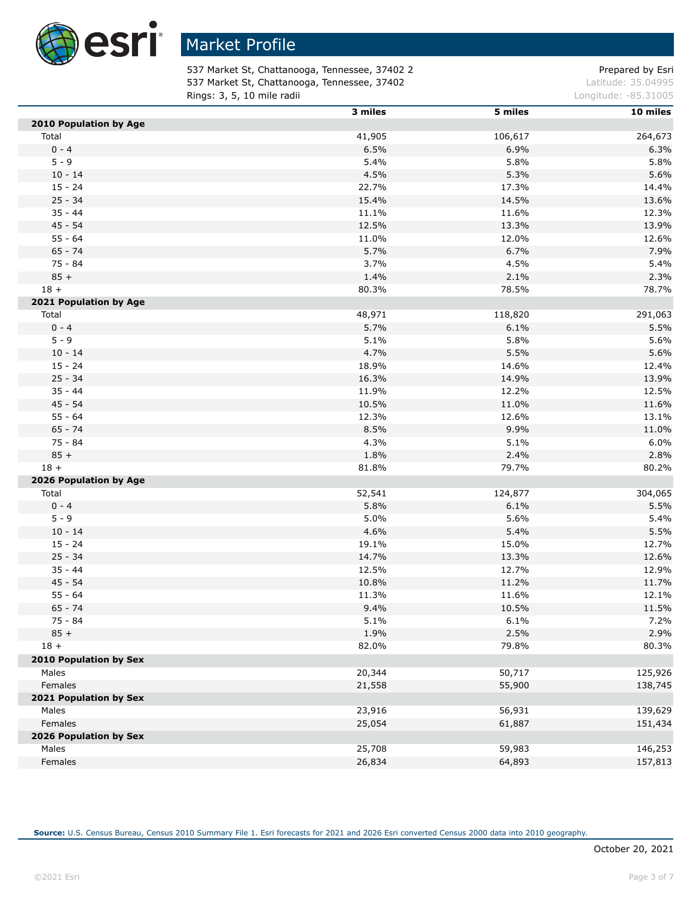# Market Profile

537 Market St, Chattanooga, Tennessee, 37402 2
537 Market St, Chattanooga, Tennessee, 37402
Rings: 3, 5, 10 mile radii

Prepared by Esri
Latitude: 35.04995
Longitude: -85.31005

| | 3 miles | 5 miles | 10 miles |
|---|---|---|---|
| **2010 Population by Age** | | | |
| Total | 41,905 | 106,617 | 264,673 |
| 0 - 4 | 6.5% | 6.9% | 6.3% |
| 5 - 9 | 5.4% | 5.8% | 5.8% |
| 10 - 14 | 4.5% | 5.3% | 5.6% |
| 15 - 24 | 22.7% | 17.3% | 14.4% |
| 25 - 34 | 15.4% | 14.5% | 13.6% |
| 35 - 44 | 11.1% | 11.6% | 12.3% |
| 45 - 54 | 12.5% | 13.3% | 13.9% |
| 55 - 64 | 11.0% | 12.0% | 12.6% |
| 65 - 74 | 5.7% | 6.7% | 7.9% |
| 75 - 84 | 3.7% | 4.5% | 5.4% |
| 85 + | 1.4% | 2.1% | 2.3% |
| 18 + | 80.3% | 78.5% | 78.7% |
| **2021 Population by Age** | | | |
| Total | 48,971 | 118,820 | 291,063 |
| 0 - 4 | 5.7% | 6.1% | 5.5% |
| 5 - 9 | 5.1% | 5.8% | 5.6% |
| 10 - 14 | 4.7% | 5.5% | 5.6% |
| 15 - 24 | 18.9% | 14.6% | 12.4% |
| 25 - 34 | 16.3% | 14.9% | 13.9% |
| 35 - 44 | 11.9% | 12.2% | 12.5% |
| 45 - 54 | 10.5% | 11.0% | 11.6% |
| 55 - 64 | 12.3% | 12.6% | 13.1% |
| 65 - 74 | 8.5% | 9.9% | 11.0% |
| 75 - 84 | 4.3% | 5.1% | 6.0% |
| 85 + | 1.8% | 2.4% | 2.8% |
| 18 + | 81.8% | 79.7% | 80.2% |
| **2026 Population by Age** | | | |
| Total | 52,541 | 124,877 | 304,065 |
| 0 - 4 | 5.8% | 6.1% | 5.5% |
| 5 - 9 | 5.0% | 5.6% | 5.4% |
| 10 - 14 | 4.6% | 5.4% | 5.5% |
| 15 - 24 | 19.1% | 15.0% | 12.7% |
| 25 - 34 | 14.7% | 13.3% | 12.6% |
| 35 - 44 | 12.5% | 12.7% | 12.9% |
| 45 - 54 | 10.8% | 11.2% | 11.7% |
| 55 - 64 | 11.3% | 11.6% | 12.1% |
| 65 - 74 | 9.4% | 10.5% | 11.5% |
| 75 - 84 | 5.1% | 6.1% | 7.2% |
| 85 + | 1.9% | 2.5% | 2.9% |
| 18 + | 82.0% | 79.8% | 80.3% |
| **2010 Population by Sex** | | | |
| Males | 20,344 | 50,717 | 125,926 |
| Females | 21,558 | 55,900 | 138,745 |
| **2021 Population by Sex** | | | |
| Males | 23,916 | 56,931 | 139,629 |
| Females | 25,054 | 61,887 | 151,434 |
| **2026 Population by Sex** | | | |
| Males | 25,708 | 59,983 | 146,253 |
| Females | 26,834 | 64,893 | 157,813 |

**Source:** U.S. Census Bureau, Census 2010 Summary File 1. Esri forecasts for 2021 and 2026 Esri converted Census 2000 data into 2010 geography.

October 20, 2021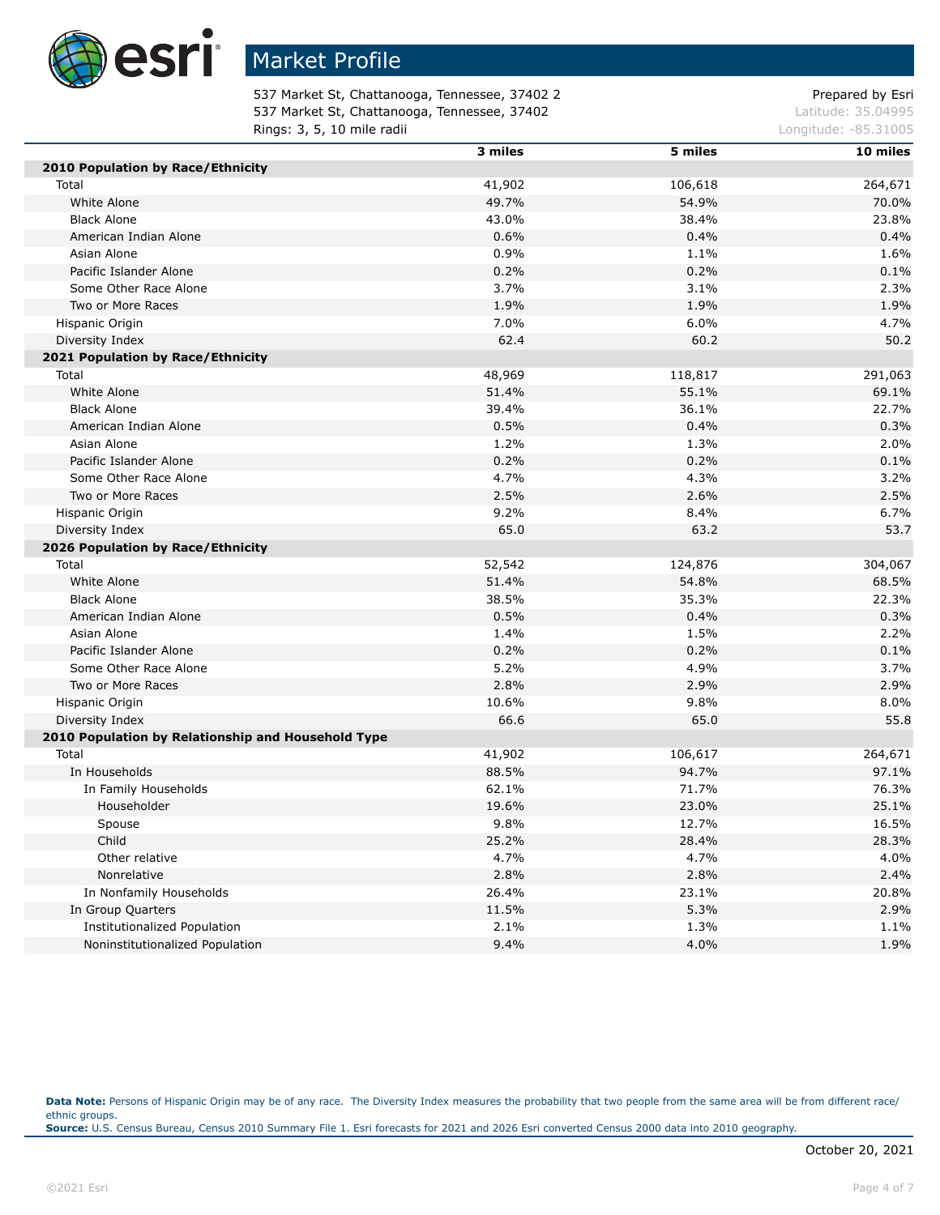# Market Profile

537 Market St, Chattanooga, Tennessee, 37402 2
537 Market St, Chattanooga, Tennessee, 37402
Rings: 3, 5, 10 mile radii

Prepared by Esri
Latitude: 35.04995
Longitude: -85.31005

| | 3 miles | 5 miles | 10 miles |
|---|---|---|---|
| **2010 Population by Race/Ethnicity** | | | |
| Total | 41,902 | 106,618 | 264,671 |
| White Alone | 49.7% | 54.9% | 70.0% |
| Black Alone | 43.0% | 38.4% | 23.8% |
| American Indian Alone | 0.6% | 0.4% | 0.4% |
| Asian Alone | 0.9% | 1.1% | 1.6% |
| Pacific Islander Alone | 0.2% | 0.2% | 0.1% |
| Some Other Race Alone | 3.7% | 3.1% | 2.3% |
| Two or More Races | 1.9% | 1.9% | 1.9% |
| Hispanic Origin | 7.0% | 6.0% | 4.7% |
| Diversity Index | 62.4 | 60.2 | 50.2 |
| **2021 Population by Race/Ethnicity** | | | |
| Total | 48,969 | 118,817 | 291,063 |
| White Alone | 51.4% | 55.1% | 69.1% |
| Black Alone | 39.4% | 36.1% | 22.7% |
| American Indian Alone | 0.5% | 0.4% | 0.3% |
| Asian Alone | 1.2% | 1.3% | 2.0% |
| Pacific Islander Alone | 0.2% | 0.2% | 0.1% |
| Some Other Race Alone | 4.7% | 4.3% | 3.2% |
| Two or More Races | 2.5% | 2.6% | 2.5% |
| Hispanic Origin | 9.2% | 8.4% | 6.7% |
| Diversity Index | 65.0 | 63.2 | 53.7 |
| **2026 Population by Race/Ethnicity** | | | |
| Total | 52,542 | 124,876 | 304,067 |
| White Alone | 51.4% | 54.8% | 68.5% |
| Black Alone | 38.5% | 35.3% | 22.3% |
| American Indian Alone | 0.5% | 0.4% | 0.3% |
| Asian Alone | 1.4% | 1.5% | 2.2% |
| Pacific Islander Alone | 0.2% | 0.2% | 0.1% |
| Some Other Race Alone | 5.2% | 4.9% | 3.7% |
| Two or More Races | 2.8% | 2.9% | 2.9% |
| Hispanic Origin | 10.6% | 9.8% | 8.0% |
| Diversity Index | 66.6 | 65.0 | 55.8 |
| **2010 Population by Relationship and Household Type** | | | |
| Total | 41,902 | 106,617 | 264,671 |
| In Households | 88.5% | 94.7% | 97.1% |
| In Family Households | 62.1% | 71.7% | 76.3% |
| Householder | 19.6% | 23.0% | 25.1% |
| Spouse | 9.8% | 12.7% | 16.5% |
| Child | 25.2% | 28.4% | 28.3% |
| Other relative | 4.7% | 4.7% | 4.0% |
| Nonrelative | 2.8% | 2.8% | 2.4% |
| In Nonfamily Households | 26.4% | 23.1% | 20.8% |
| In Group Quarters | 11.5% | 5.3% | 2.9% |
| Institutionalized Population | 2.1% | 1.3% | 1.1% |
| Noninstitutionalized Population | 9.4% | 4.0% | 1.9% |

**Data Note:** Persons of Hispanic Origin may be of any race. The Diversity Index measures the probability that two people from the same area will be from different race/ethnic groups.
**Source:** U.S. Census Bureau, Census 2010 Summary File 1. Esri forecasts for 2021 and 2026 Esri converted Census 2000 data into 2010 geography.

October 20, 2021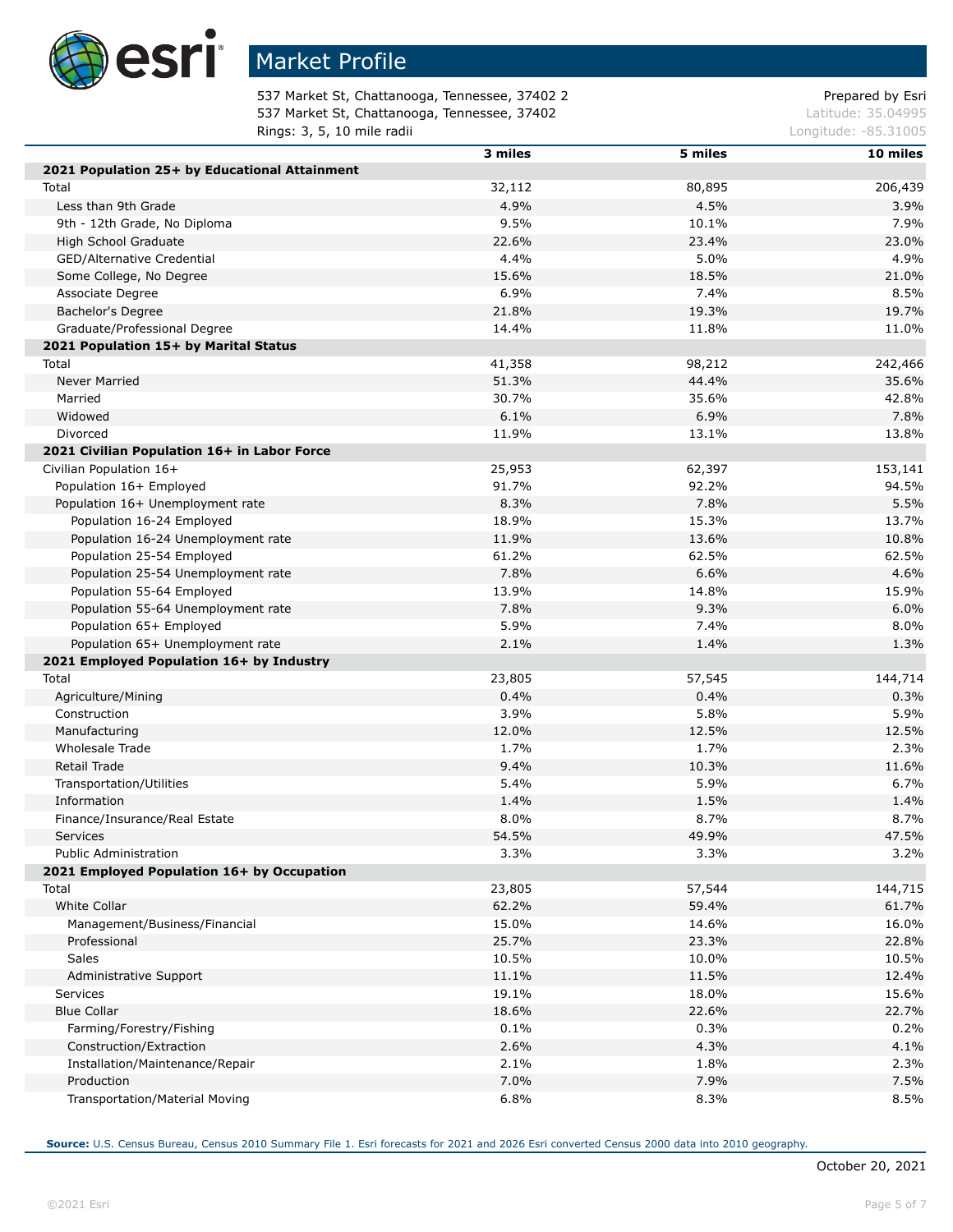# Market Profile

537 Market St, Chattanooga, Tennessee, 37402 2
537 Market St, Chattanooga, Tennessee, 37402
Rings: 3, 5, 10 mile radii

Prepared by Esri
Latitude: 35.04995
Longitude: -85.31005

| | 3 miles | 5 miles | 10 miles |
|---|---|---|---|
| **2021 Population 25+ by Educational Attainment** | | | |
| Total | 32,112 | 80,895 | 206,439 |
| Less than 9th Grade | 4.9% | 4.5% | 3.9% |
| 9th - 12th Grade, No Diploma | 9.5% | 10.1% | 7.9% |
| High School Graduate | 22.6% | 23.4% | 23.0% |
| GED/Alternative Credential | 4.4% | 5.0% | 4.9% |
| Some College, No Degree | 15.6% | 18.5% | 21.0% |
| Associate Degree | 6.9% | 7.4% | 8.5% |
| Bachelor's Degree | 21.8% | 19.3% | 19.7% |
| Graduate/Professional Degree | 14.4% | 11.8% | 11.0% |
| **2021 Population 15+ by Marital Status** | | | |
| Total | 41,358 | 98,212 | 242,466 |
| Never Married | 51.3% | 44.4% | 35.6% |
| Married | 30.7% | 35.6% | 42.8% |
| Widowed | 6.1% | 6.9% | 7.8% |
| Divorced | 11.9% | 13.1% | 13.8% |
| **2021 Civilian Population 16+ in Labor Force** | | | |
| Civilian Population 16+ | 25,953 | 62,397 | 153,141 |
| Population 16+ Employed | 91.7% | 92.2% | 94.5% |
| Population 16+ Unemployment rate | 8.3% | 7.8% | 5.5% |
| Population 16-24 Employed | 18.9% | 15.3% | 13.7% |
| Population 16-24 Unemployment rate | 11.9% | 13.6% | 10.8% |
| Population 25-54 Employed | 61.2% | 62.5% | 62.5% |
| Population 25-54 Unemployment rate | 7.8% | 6.6% | 4.6% |
| Population 55-64 Employed | 13.9% | 14.8% | 15.9% |
| Population 55-64 Unemployment rate | 7.8% | 9.3% | 6.0% |
| Population 65+ Employed | 5.9% | 7.4% | 8.0% |
| Population 65+ Unemployment rate | 2.1% | 1.4% | 1.3% |
| **2021 Employed Population 16+ by Industry** | | | |
| Total | 23,805 | 57,545 | 144,714 |
| Agriculture/Mining | 0.4% | 0.4% | 0.3% |
| Construction | 3.9% | 5.8% | 5.9% |
| Manufacturing | 12.0% | 12.5% | 12.5% |
| Wholesale Trade | 1.7% | 1.7% | 2.3% |
| Retail Trade | 9.4% | 10.3% | 11.6% |
| Transportation/Utilities | 5.4% | 5.9% | 6.7% |
| Information | 1.4% | 1.5% | 1.4% |
| Finance/Insurance/Real Estate | 8.0% | 8.7% | 8.7% |
| Services | 54.5% | 49.9% | 47.5% |
| Public Administration | 3.3% | 3.3% | 3.2% |
| **2021 Employed Population 16+ by Occupation** | | | |
| Total | 23,805 | 57,544 | 144,715 |
| White Collar | 62.2% | 59.4% | 61.7% |
| Management/Business/Financial | 15.0% | 14.6% | 16.0% |
| Professional | 25.7% | 23.3% | 22.8% |
| Sales | 10.5% | 10.0% | 10.5% |
| Administrative Support | 11.1% | 11.5% | 12.4% |
| Services | 19.1% | 18.0% | 15.6% |
| Blue Collar | 18.6% | 22.6% | 22.7% |
| Farming/Forestry/Fishing | 0.1% | 0.3% | 0.2% |
| Construction/Extraction | 2.6% | 4.3% | 4.1% |
| Installation/Maintenance/Repair | 2.1% | 1.8% | 2.3% |
| Production | 7.0% | 7.9% | 7.5% |
| Transportation/Material Moving | 6.8% | 8.3% | 8.5% |

**Source:** U.S. Census Bureau, Census 2010 Summary File 1. Esri forecasts for 2021 and 2026 Esri converted Census 2000 data into 2010 geography.

October 20, 2021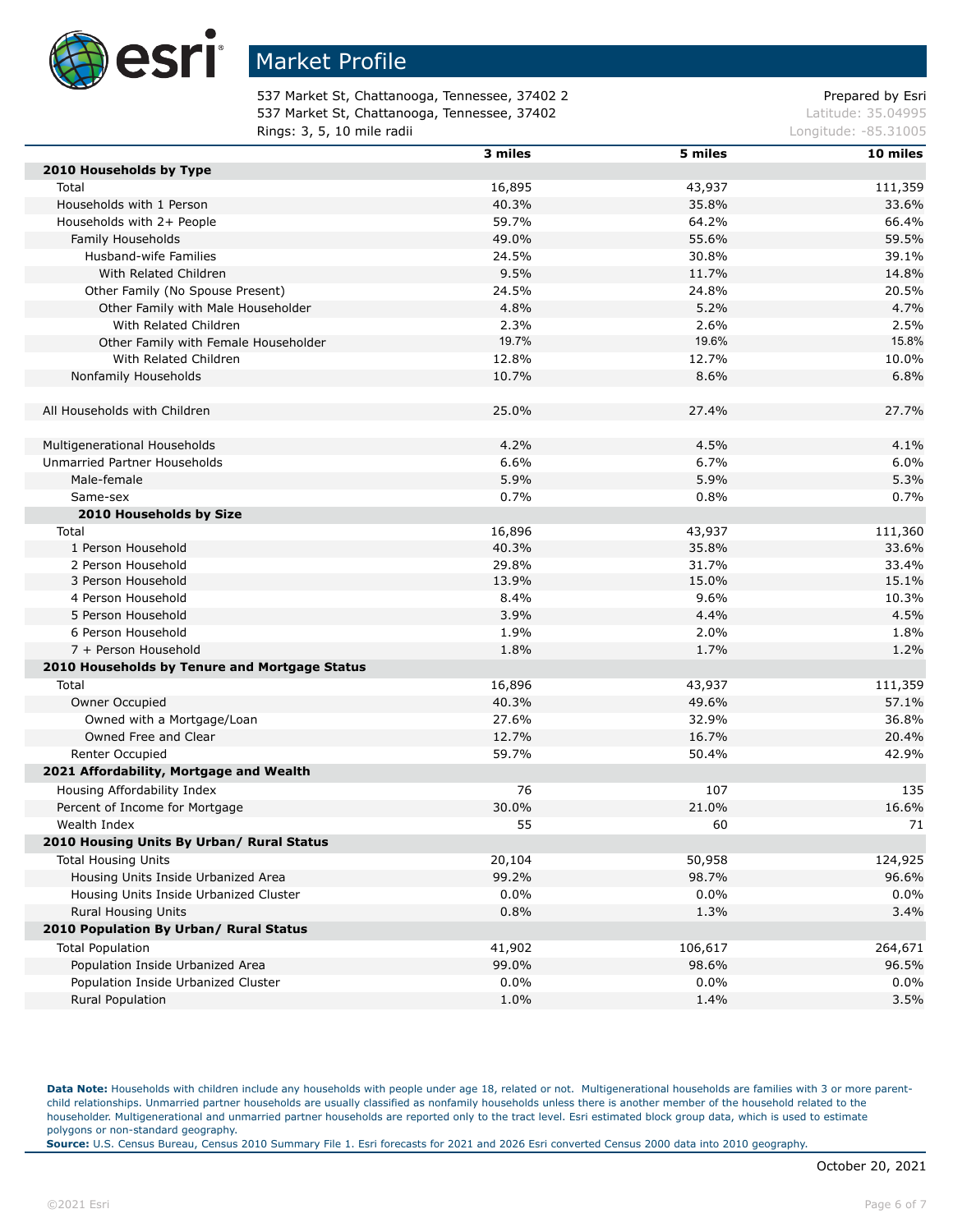# Market Profile

537 Market St, Chattanooga, Tennessee, 37402 2
537 Market St, Chattanooga, Tennessee, 37402
Rings: 3, 5, 10 mile radii

Prepared by Esri
Latitude: 35.04995
Longitude: -85.31005

| | 3 miles | 5 miles | 10 miles |
|---|---|---|---|
| **2010 Households by Type** | | | |
| Total | 16,895 | 43,937 | 111,359 |
| Households with 1 Person | 40.3% | 35.8% | 33.6% |
| Households with 2+ People | 59.7% | 64.2% | 66.4% |
| Family Households | 49.0% | 55.6% | 59.5% |
| Husband-wife Families | 24.5% | 30.8% | 39.1% |
| With Related Children | 9.5% | 11.7% | 14.8% |
| Other Family (No Spouse Present) | 24.5% | 24.8% | 20.5% |
| Other Family with Male Householder | 4.8% | 5.2% | 4.7% |
| With Related Children | 2.3% | 2.6% | 2.5% |
| Other Family with Female Householder | 19.7% | 19.6% | 15.8% |
| With Related Children | 12.8% | 12.7% | 10.0% |
| Nonfamily Households | 10.7% | 8.6% | 6.8% |
| | | | |
| All Households with Children | 25.0% | 27.4% | 27.7% |
| | | | |
| Multigenerational Households | 4.2% | 4.5% | 4.1% |
| Unmarried Partner Households | 6.6% | 6.7% | 6.0% |
| Male-female | 5.9% | 5.9% | 5.3% |
| Same-sex | 0.7% | 0.8% | 0.7% |
| **2010 Households by Size** | | | |
| Total | 16,896 | 43,937 | 111,360 |
| 1 Person Household | 40.3% | 35.8% | 33.6% |
| 2 Person Household | 29.8% | 31.7% | 33.4% |
| 3 Person Household | 13.9% | 15.0% | 15.1% |
| 4 Person Household | 8.4% | 9.6% | 10.3% |
| 5 Person Household | 3.9% | 4.4% | 4.5% |
| 6 Person Household | 1.9% | 2.0% | 1.8% |
| 7 + Person Household | 1.8% | 1.7% | 1.2% |
| **2010 Households by Tenure and Mortgage Status** | | | |
| Total | 16,896 | 43,937 | 111,359 |
| Owner Occupied | 40.3% | 49.6% | 57.1% |
| Owned with a Mortgage/Loan | 27.6% | 32.9% | 36.8% |
| Owned Free and Clear | 12.7% | 16.7% | 20.4% |
| Renter Occupied | 59.7% | 50.4% | 42.9% |
| **2021 Affordability, Mortgage and Wealth** | | | |
| Housing Affordability Index | 76 | 107 | 135 |
| Percent of Income for Mortgage | 30.0% | 21.0% | 16.6% |
| Wealth Index | 55 | 60 | 71 |
| **2010 Housing Units By Urban/ Rural Status** | | | |
| Total Housing Units | 20,104 | 50,958 | 124,925 |
| Housing Units Inside Urbanized Area | 99.2% | 98.7% | 96.6% |
| Housing Units Inside Urbanized Cluster | 0.0% | 0.0% | 0.0% |
| Rural Housing Units | 0.8% | 1.3% | 3.4% |
| **2010 Population By Urban/ Rural Status** | | | |
| Total Population | 41,902 | 106,617 | 264,671 |
| Population Inside Urbanized Area | 99.0% | 98.6% | 96.5% |
| Population Inside Urbanized Cluster | 0.0% | 0.0% | 0.0% |
| Rural Population | 1.0% | 1.4% | 3.5% |

**Data Note:** Households with children include any households with people under age 18, related or not. Multigenerational households are families with 3 or more parent-child relationships. Unmarried partner households are usually classified as nonfamily households unless there is another member of the household related to the householder. Multigenerational and unmarried partner households are reported only to the tract level. Esri estimated block group data, which is used to estimate polygons or non-standard geography.
**Source:** U.S. Census Bureau, Census 2010 Summary File 1. Esri forecasts for 2021 and 2026 Esri converted Census 2000 data into 2010 geography.

October 20, 2021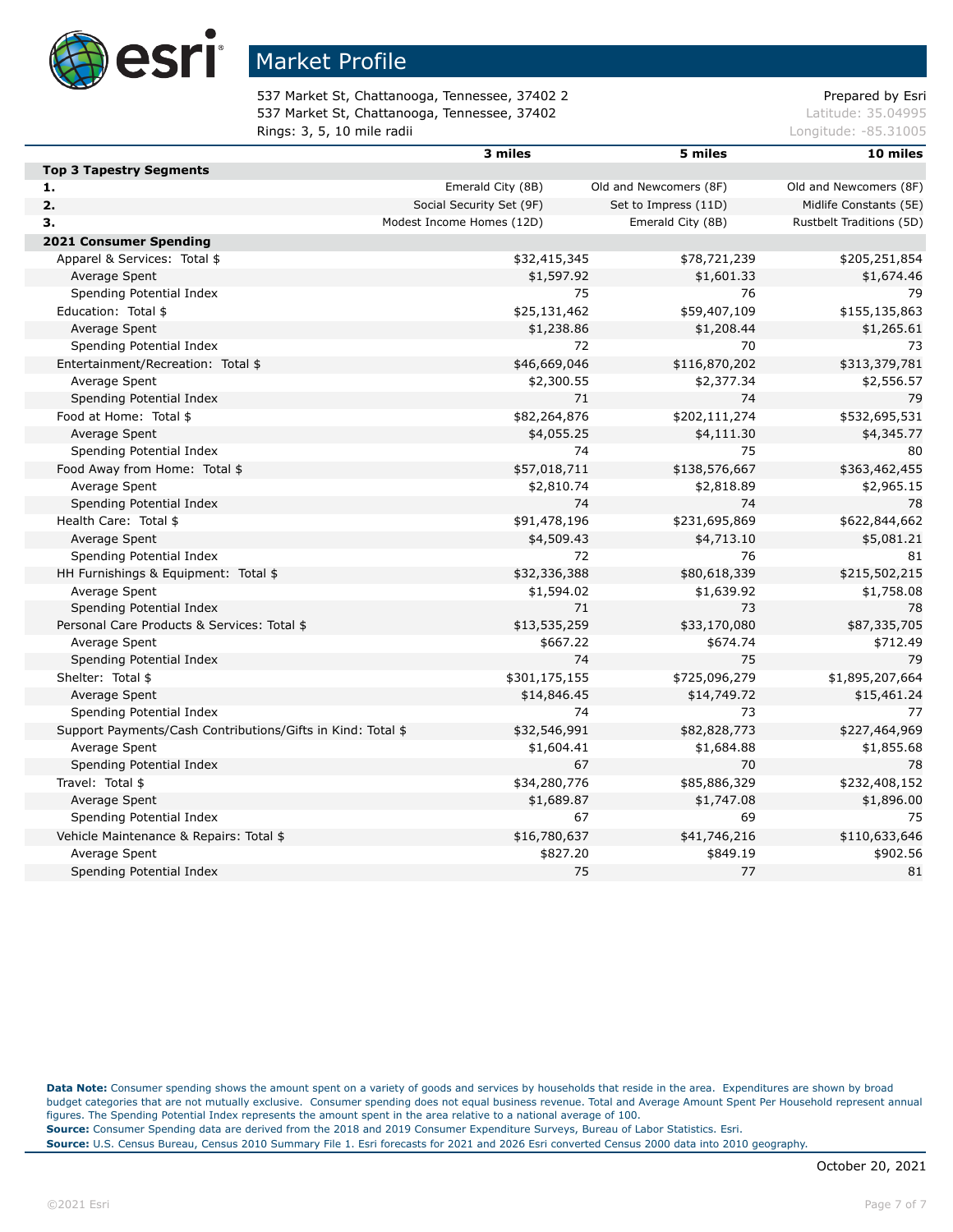# Market Profile

537 Market St, Chattanooga, Tennessee, 37402 2
537 Market St, Chattanooga, Tennessee, 37402
Rings: 3, 5, 10 mile radii

Prepared by Esri
Latitude: 35.04995
Longitude: -85.31005

| | 3 miles | 5 miles | 10 miles |
|---|---|---|---|
| **Top 3 Tapestry Segments** | | | |
| **1.** | Emerald City (8B) | Old and Newcomers (8F) | Old and Newcomers (8F) |
| **2.** | Social Security Set (9F) | Set to Impress (11D) | Midlife Constants (5E) |
| **3.** | Modest Income Homes (12D) | Emerald City (8B) | Rustbelt Traditions (5D) |
| **2021 Consumer Spending** | | | |
| Apparel & Services: Total $ | $32,415,345 | $78,721,239 | $205,251,854 |
| Average Spent | $1,597.92 | $1,601.33 | $1,674.46 |
| Spending Potential Index | 75 | 76 | 79 |
| Education: Total $ | $25,131,462 | $59,407,109 | $155,135,863 |
| Average Spent | $1,238.86 | $1,208.44 | $1,265.61 |
| Spending Potential Index | 72 | 70 | 73 |
| Entertainment/Recreation: Total $ | $46,669,046 | $116,870,202 | $313,379,781 |
| Average Spent | $2,300.55 | $2,377.34 | $2,556.57 |
| Spending Potential Index | 71 | 74 | 79 |
| Food at Home: Total $ | $82,264,876 | $202,111,274 | $532,695,531 |
| Average Spent | $4,055.25 | $4,111.30 | $4,345.77 |
| Spending Potential Index | 74 | 75 | 80 |
| Food Away from Home: Total $ | $57,018,711 | $138,576,667 | $363,462,455 |
| Average Spent | $2,810.74 | $2,818.89 | $2,965.15 |
| Spending Potential Index | 74 | 74 | 78 |
| Health Care: Total $ | $91,478,196 | $231,695,869 | $622,844,662 |
| Average Spent | $4,509.43 | $4,713.10 | $5,081.21 |
| Spending Potential Index | 72 | 76 | 81 |
| HH Furnishings & Equipment: Total $ | $32,336,388 | $80,618,339 | $215,502,215 |
| Average Spent | $1,594.02 | $1,639.92 | $1,758.08 |
| Spending Potential Index | 71 | 73 | 78 |
| Personal Care Products & Services: Total $ | $13,535,259 | $33,170,080 | $87,335,705 |
| Average Spent | $667.22 | $674.74 | $712.49 |
| Spending Potential Index | 74 | 75 | 79 |
| Shelter: Total $ | $301,175,155 | $725,096,279 | $1,895,207,664 |
| Average Spent | $14,846.45 | $14,749.72 | $15,461.24 |
| Spending Potential Index | 74 | 73 | 77 |
| Support Payments/Cash Contributions/Gifts in Kind: Total $ | $32,546,991 | $82,828,773 | $227,464,969 |
| Average Spent | $1,604.41 | $1,684.88 | $1,855.68 |
| Spending Potential Index | 67 | 70 | 78 |
| Travel: Total $ | $34,280,776 | $85,886,329 | $232,408,152 |
| Average Spent | $1,689.87 | $1,747.08 | $1,896.00 |
| Spending Potential Index | 67 | 69 | 75 |
| Vehicle Maintenance & Repairs: Total $ | $16,780,637 | $41,746,216 | $110,633,646 |
| Average Spent | $827.20 | $849.19 | $902.56 |
| Spending Potential Index | 75 | 77 | 81 |

**Data Note:** Consumer spending shows the amount spent on a variety of goods and services by households that reside in the area. Expenditures are shown by broad budget categories that are not mutually exclusive. Consumer spending does not equal business revenue. Total and Average Amount Spent Per Household represent annual figures. The Spending Potential Index represents the amount spent in the area relative to a national average of 100.
**Source:** Consumer Spending data are derived from the 2018 and 2019 Consumer Expenditure Surveys, Bureau of Labor Statistics. Esri.
**Source:** U.S. Census Bureau, Census 2010 Summary File 1. Esri forecasts for 2021 and 2026 Esri converted Census 2000 data into 2010 geography.

October 20, 2021